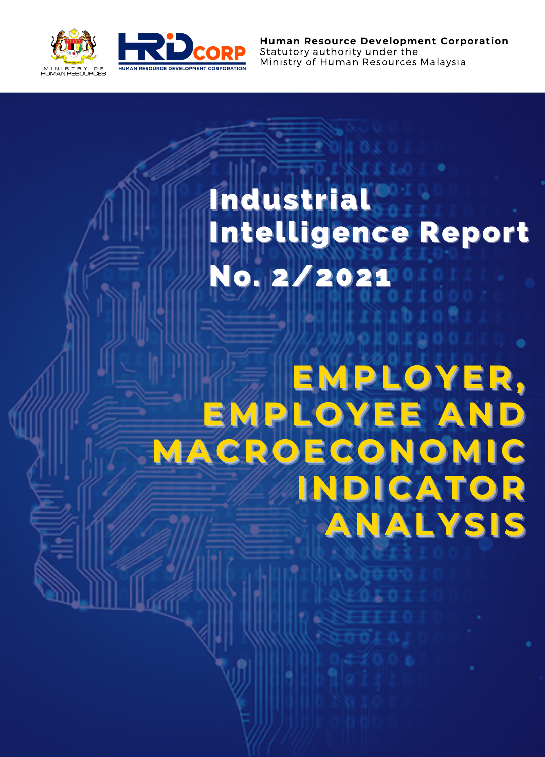MINISTRY OF HUMAN RESOURCES

HRD CORP
HUMAN RESOURCE DEVELOPMENT CORPORATION

**Human Resource Development Corporation**
Statutory authority under the
Ministry of Human Resources Malaysia

# Industrial Intelligence Report

# No. 2/2021

# EMPLOYER, EMPLOYEE AND MACROECONOMIC INDICATOR ANALYSIS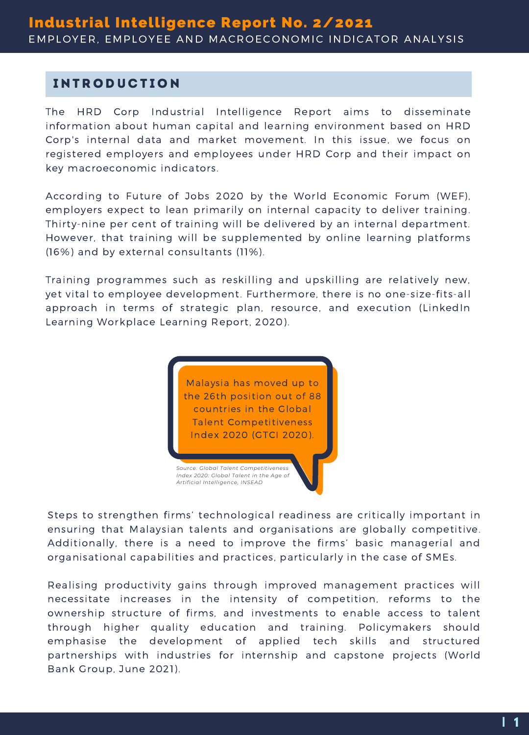## INTRODUCTION

The HRD Corp Industrial Intelligence Report aims to disseminate information about human capital and learning environment based on HRD Corp's internal data and market movement. In this issue, we focus on registered employers and employees under HRD Corp and their impact on key macroeconomic indicators.

According to Future of Jobs 2020 by the World Economic Forum (WEF), employers expect to lean primarily on internal capacity to deliver training. Thirty-nine per cent of training will be delivered by an internal department. However, that training will be supplemented by online learning platforms (16%) and by external consultants (11%).

Training programmes such as reskilling and upskilling are relatively new, yet vital to employee development. Furthermore, there is no one-size-fits-all approach in terms of strategic plan, resource, and execution (LinkedIn Learning Workplace Learning Report, 2020).

> Malaysia has moved up to the 26th position out of 88 countries in the Global Talent Competitiveness Index 2020 (GTCI 2020).

*Source: Global Talent Competitiveness Index 2020: Global Talent in the Age of Artificial Intelligence, INSEAD*

Steps to strengthen firms' technological readiness are critically important in ensuring that Malaysian talents and organisations are globally competitive. Additionally, there is a need to improve the firms' basic managerial and organisational capabilities and practices, particularly in the case of SMEs.

Realising productivity gains through improved management practices will necessitate increases in the intensity of competition, reforms to the ownership structure of firms, and investments to enable access to talent through higher quality education and training. Policymakers should emphasise the development of applied tech skills and structured partnerships with industries for internship and capstone projects (World Bank Group, June 2021).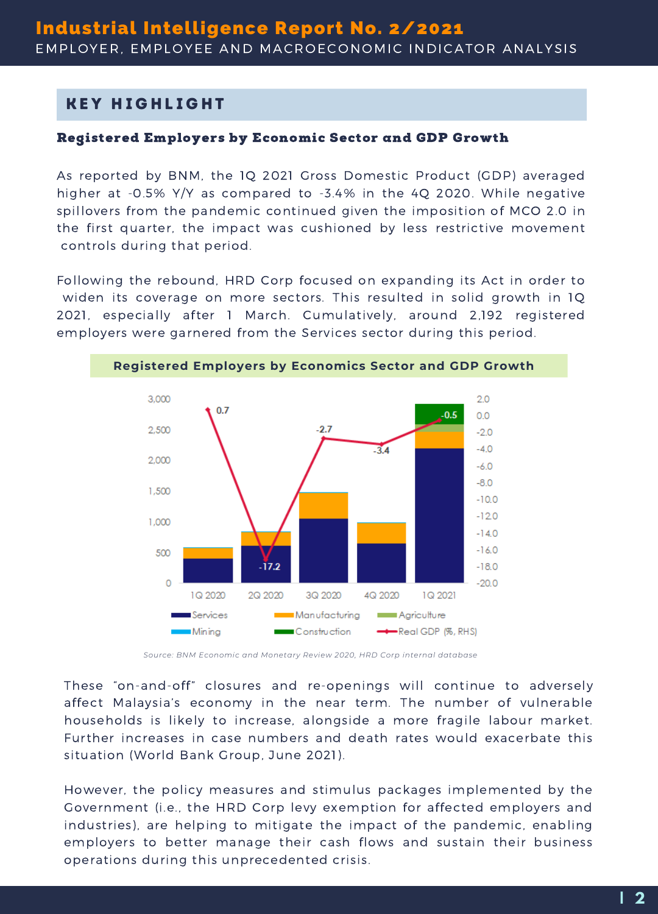## KEY HIGHLIGHT

### Registered Employers by Economic Sector and GDP Growth

As reported by BNM, the 1Q 2021 Gross Domestic Product (GDP) averaged higher at -0.5% Y/Y as compared to -3.4% in the 4Q 2020. While negative spillovers from the pandemic continued given the imposition of MCO 2.0 in the first quarter, the impact was cushioned by less restrictive movement controls during that period.

Following the rebound, HRD Corp focused on expanding its Act in order to widen its coverage on more sectors. This resulted in solid growth in 1Q 2021, especially after 1 March. Cumulatively, around 2,192 registered employers were garnered from the Services sector during this period.

**Registered Employers by Economics Sector and GDP Growth**

*Source: BNM Economic and Monetary Review 2020, HRD Corp internal database*

These "on-and-off" closures and re-openings will continue to adversely affect Malaysia's economy in the near term. The number of vulnerable households is likely to increase, alongside a more fragile labour market. Further increases in case numbers and death rates would exacerbate this situation (World Bank Group, June 2021).

However, the policy measures and stimulus packages implemented by the Government (i.e., the HRD Corp levy exemption for affected employers and industries), are helping to mitigate the impact of the pandemic, enabling employers to better manage their cash flows and sustain their business operations during this unprecedented crisis.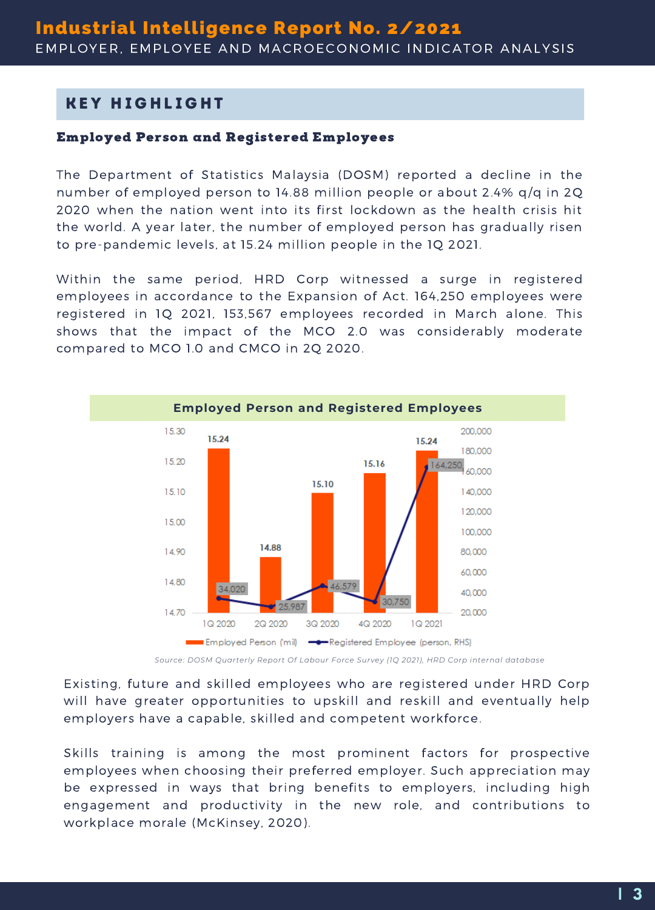## KEY HIGHLIGHT

### Employed Person and Registered Employees

The Department of Statistics Malaysia (DOSM) reported a decline in the number of employed person to 14.88 million people or about 2.4% q/q in 2Q 2020 when the nation went into its first lockdown as the health crisis hit the world. A year later, the number of employed person has gradually risen to pre-pandemic levels, at 15.24 million people in the 1Q 2021.

Within the same period, HRD Corp witnessed a surge in registered employees in accordance to the Expansion of Act. 164,250 employees were registered in 1Q 2021, 153,567 employees recorded in March alone. This shows that the impact of the MCO 2.0 was considerably moderate compared to MCO 1.0 and CMCO in 2Q 2020.

**Employed Person and Registered Employees**

| | 1Q 2020 | 2Q 2020 | 3Q 2020 | 4Q 2020 | 1Q 2021 |
|---|---|---|---|---|---|
| Employed Person ('mil) | 15.24 | 14.88 | 15.10 | 15.16 | 15.24 |
| Registered Employee (person, RHS) | 34,020 | 25,987 | 46,579 | 30,750 | 164,250 |

*Source: DOSM Quarterly Report Of Labour Force Survey (1Q 2021), HRD Corp internal database*

Existing, future and skilled employees who are registered under HRD Corp will have greater opportunities to upskill and reskill and eventually help employers have a capable, skilled and competent workforce.

Skills training is among the most prominent factors for prospective employees when choosing their preferred employer. Such appreciation may be expressed in ways that bring benefits to employers, including high engagement and productivity in the new role, and contributions to workplace morale (McKinsey, 2020).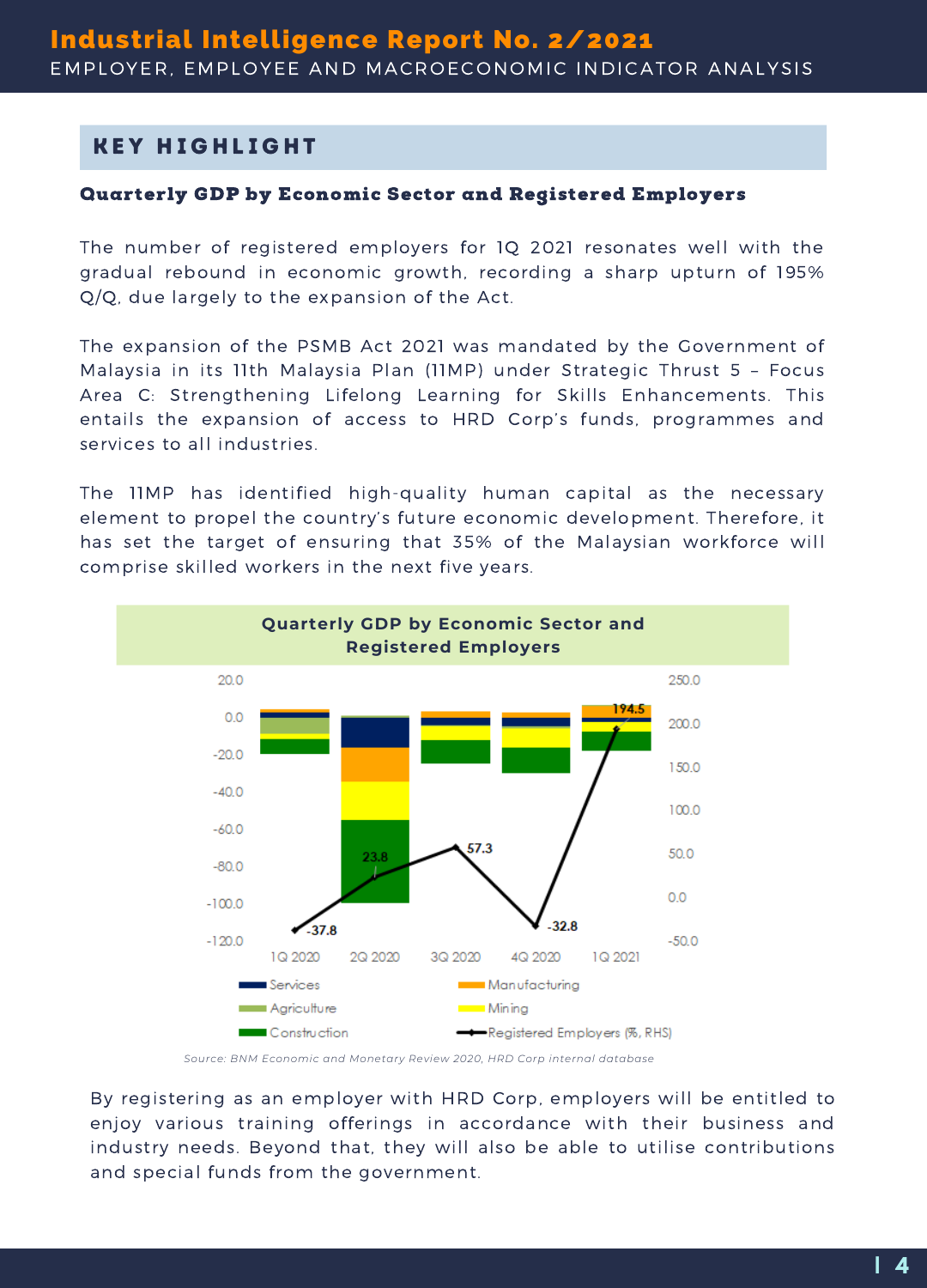## KEY HIGHLIGHT

### Quarterly GDP by Economic Sector and Registered Employers

The number of registered employers for 1Q 2021 resonates well with the gradual rebound in economic growth, recording a sharp upturn of 195% Q/Q, due largely to the expansion of the Act.

The expansion of the PSMB Act 2021 was mandated by the Government of Malaysia in its 11th Malaysia Plan (11MP) under Strategic Thrust 5 – Focus Area C: Strengthening Lifelong Learning for Skills Enhancements. This entails the expansion of access to HRD Corp's funds, programmes and services to all industries.

The 11MP has identified high-quality human capital as the necessary element to propel the country's future economic development. Therefore, it has set the target of ensuring that 35% of the Malaysian workforce will comprise skilled workers in the next five years.

**Quarterly GDP by Economic Sector and Registered Employers**

*Source: BNM Economic and Monetary Review 2020, HRD Corp internal database*

By registering as an employer with HRD Corp, employers will be entitled to enjoy various training offerings in accordance with their business and industry needs. Beyond that, they will also be able to utilise contributions and special funds from the government.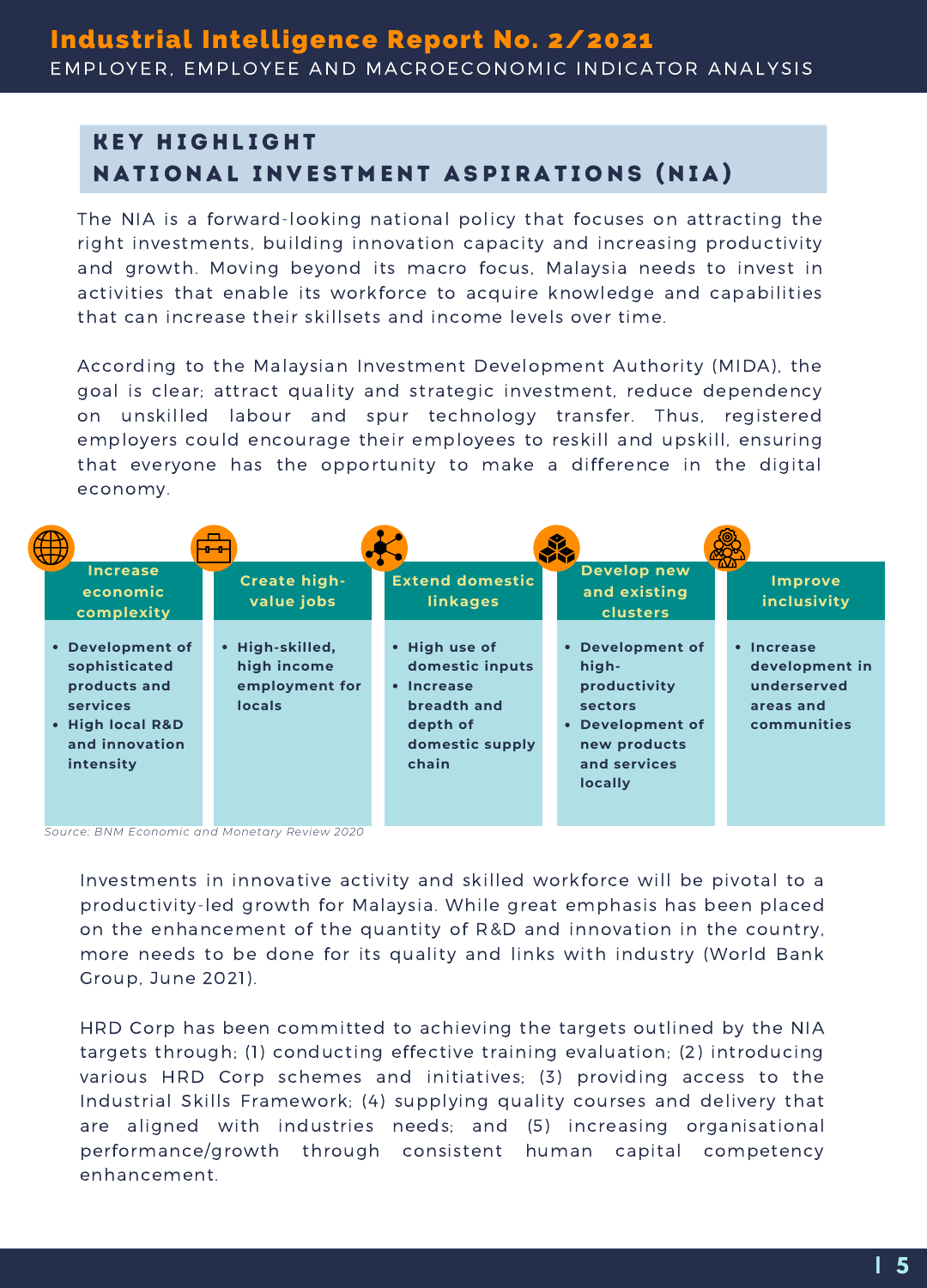## KEY HIGHLIGHT
## NATIONAL INVESTMENT ASPIRATIONS (NIA)

The NIA is a forward-looking national policy that focuses on attracting the right investments, building innovation capacity and increasing productivity and growth. Moving beyond its macro focus, Malaysia needs to invest in activities that enable its workforce to acquire knowledge and capabilities that can increase their skillsets and income levels over time.

According to the Malaysian Investment Development Authority (MIDA), the goal is clear; attract quality and strategic investment, reduce dependency on unskilled labour and spur technology transfer. Thus, registered employers could encourage their employees to reskill and upskill, ensuring that everyone has the opportunity to make a difference in the digital economy.

| Increase economic complexity | Create high-value jobs | Extend domestic linkages | Develop new and existing clusters | Improve inclusivity |
|---|---|---|---|---|
| • Development of sophisticated products and services<br>• High local R&D and innovation intensity | • High-skilled, high income employment for locals | • High use of domestic inputs<br>• Increase breadth and depth of domestic supply chain | • Development of high-productivity sectors<br>• Development of new products and services locally | • Increase development in underserved areas and communities |

*Source: BNM Economic and Monetary Review 2020*

Investments in innovative activity and skilled workforce will be pivotal to a productivity-led growth for Malaysia. While great emphasis has been placed on the enhancement of the quantity of R&D and innovation in the country, more needs to be done for its quality and links with industry (World Bank Group, June 2021).

HRD Corp has been committed to achieving the targets outlined by the NIA targets through; (1) conducting effective training evaluation; (2) introducing various HRD Corp schemes and initiatives; (3) providing access to the Industrial Skills Framework; (4) supplying quality courses and delivery that are aligned with industries needs; and (5) increasing organisational performance/growth through consistent human capital competency enhancement.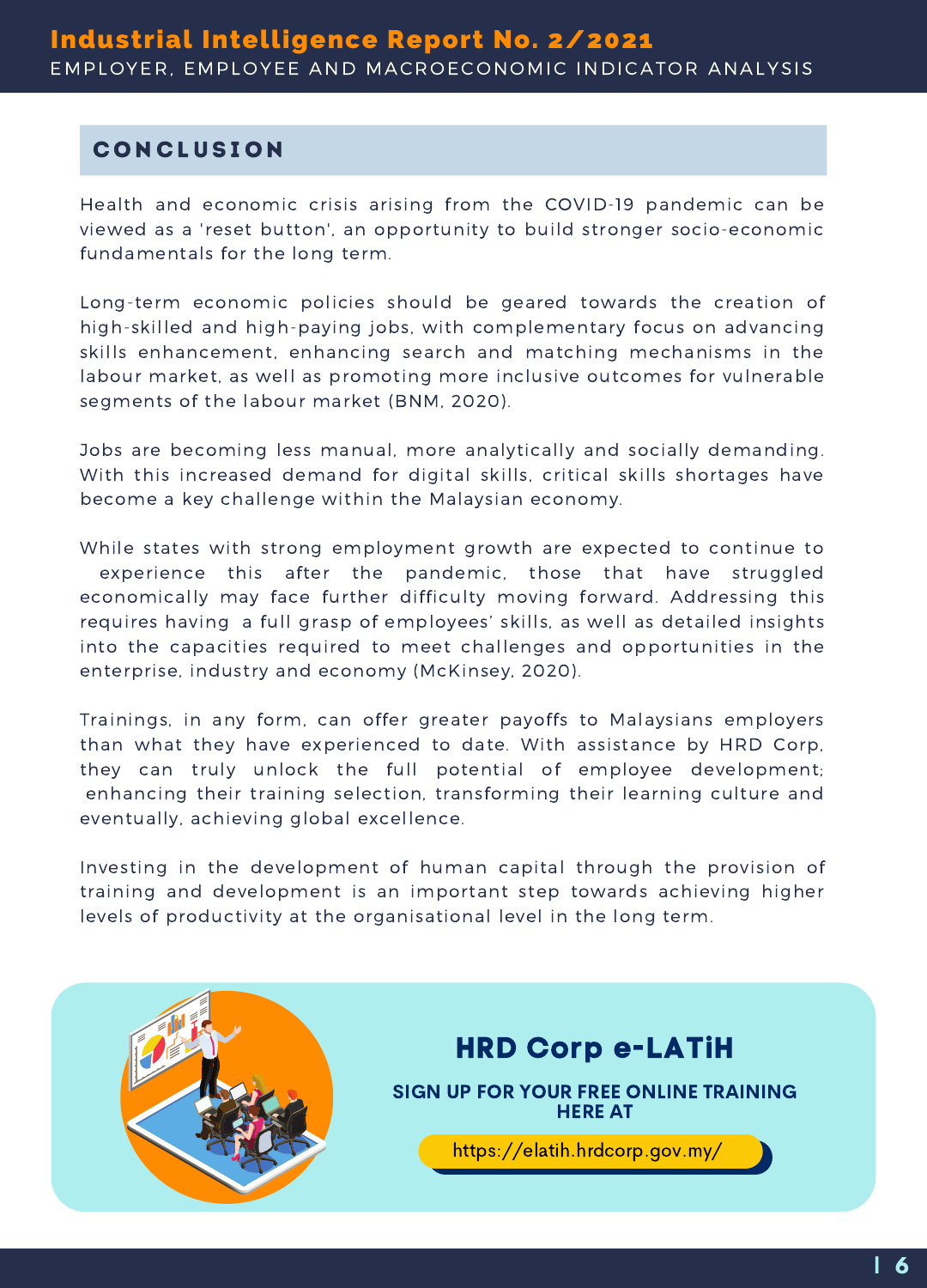## CONCLUSION

Health and economic crisis arising from the COVID-19 pandemic can be viewed as a 'reset button', an opportunity to build stronger socio-economic fundamentals for the long term.

Long-term economic policies should be geared towards the creation of high-skilled and high-paying jobs, with complementary focus on advancing skills enhancement, enhancing search and matching mechanisms in the labour market, as well as promoting more inclusive outcomes for vulnerable segments of the labour market (BNM, 2020).

Jobs are becoming less manual, more analytically and socially demanding. With this increased demand for digital skills, critical skills shortages have become a key challenge within the Malaysian economy.

While states with strong employment growth are expected to continue to experience this after the pandemic, those that have struggled economically may face further difficulty moving forward. Addressing this requires having a full grasp of employees' skills, as well as detailed insights into the capacities required to meet challenges and opportunities in the enterprise, industry and economy (McKinsey, 2020).

Trainings, in any form, can offer greater payoffs to Malaysians employers than what they have experienced to date. With assistance by HRD Corp, they can truly unlock the full potential of employee development; enhancing their training selection, transforming their learning culture and eventually, achieving global excellence.

Investing in the development of human capital through the provision of training and development is an important step towards achieving higher levels of productivity at the organisational level in the long term.

**HRD Corp e-LATiH**

**SIGN UP FOR YOUR FREE ONLINE TRAINING HERE AT**

https://elatih.hrdcorp.gov.my/